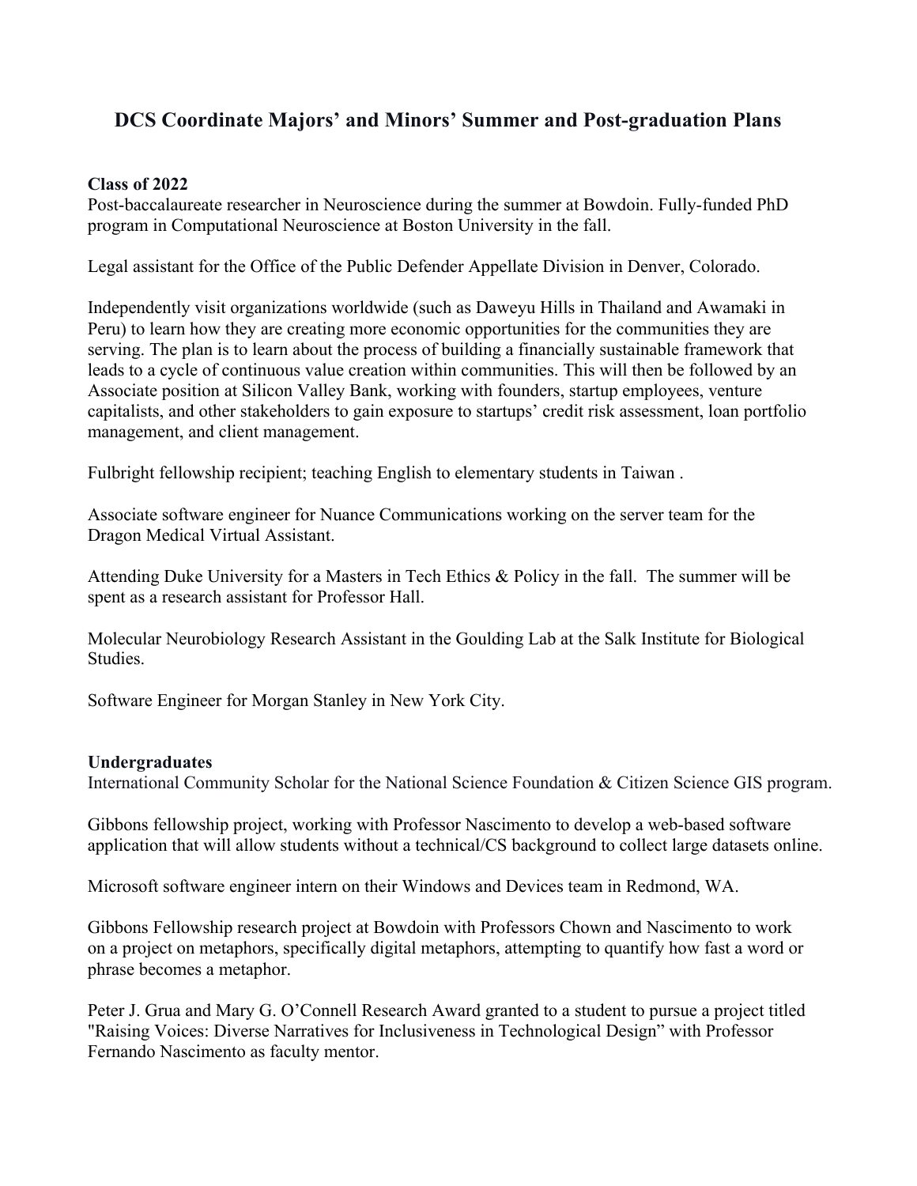# DCS Coordinate Majors' and Minors' Summer and Post-graduation Plans

**Class of 2022**

Post-baccalaureate researcher in Neuroscience during the summer at Bowdoin. Fully-funded PhD program in Computational Neuroscience at Boston University in the fall.

Legal assistant for the Office of the Public Defender Appellate Division in Denver, Colorado.

Independently visit organizations worldwide (such as Daweyu Hills in Thailand and Awamaki in Peru) to learn how they are creating more economic opportunities for the communities they are serving. The plan is to learn about the process of building a financially sustainable framework that leads to a cycle of continuous value creation within communities. This will then be followed by an Associate position at Silicon Valley Bank, working with founders, startup employees, venture capitalists, and other stakeholders to gain exposure to startups' credit risk assessment, loan portfolio management, and client management.

Fulbright fellowship recipient; teaching English to elementary students in Taiwan .

Associate software engineer for Nuance Communications working on the server team for the Dragon Medical Virtual Assistant.

Attending Duke University for a Masters in Tech Ethics & Policy in the fall. The summer will be spent as a research assistant for Professor Hall.

Molecular Neurobiology Research Assistant in the Goulding Lab at the Salk Institute for Biological Studies.

Software Engineer for Morgan Stanley in New York City.

**Undergraduates**

International Community Scholar for the National Science Foundation & Citizen Science GIS program.

Gibbons fellowship project, working with Professor Nascimento to develop a web-based software application that will allow students without a technical/CS background to collect large datasets online.

Microsoft software engineer intern on their Windows and Devices team in Redmond, WA.

Gibbons Fellowship research project at Bowdoin with Professors Chown and Nascimento to work on a project on metaphors, specifically digital metaphors, attempting to quantify how fast a word or phrase becomes a metaphor.

Peter J. Grua and Mary G. O'Connell Research Award granted to a student to pursue a project titled "Raising Voices: Diverse Narratives for Inclusiveness in Technological Design" with Professor Fernando Nascimento as faculty mentor.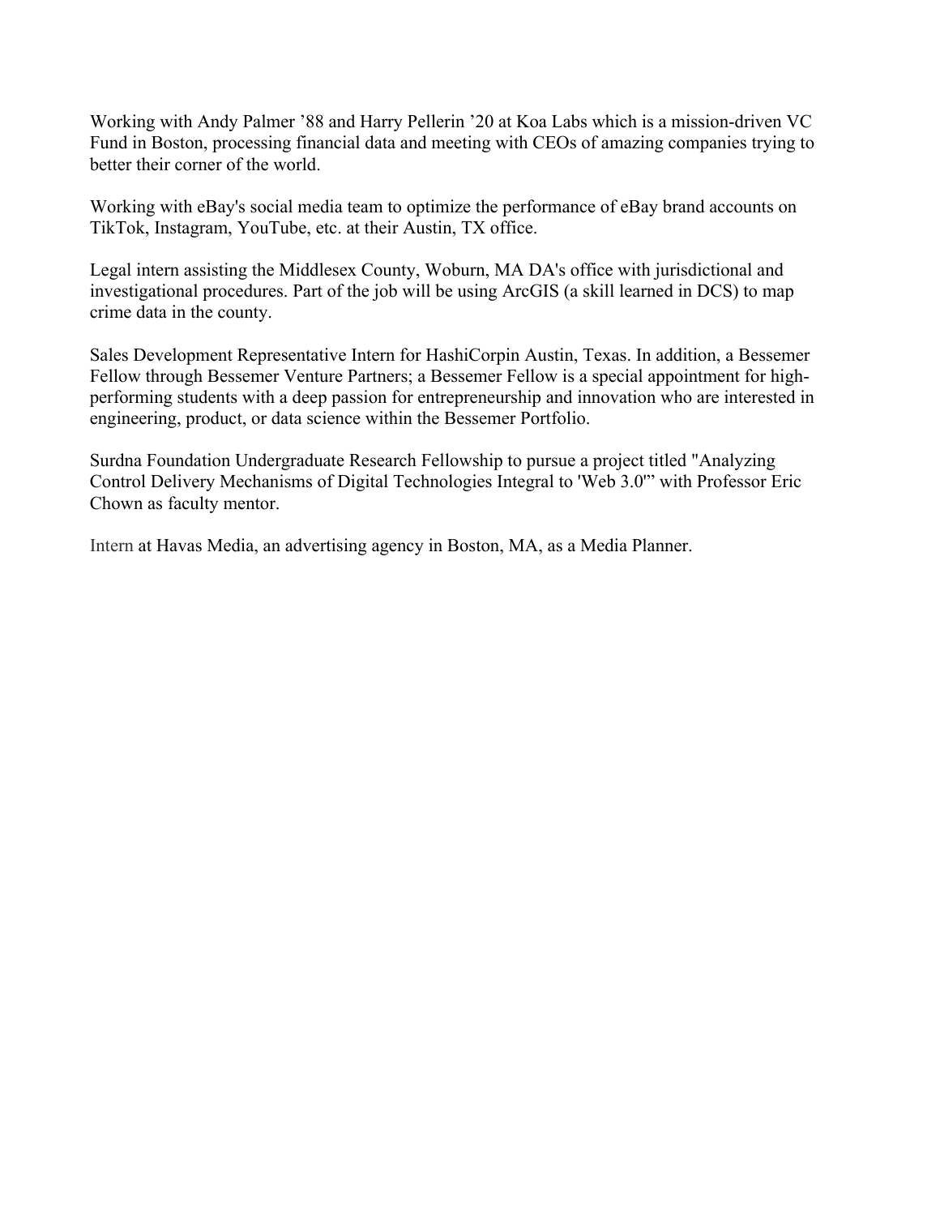Working with Andy Palmer ’88 and Harry Pellerin ’20 at Koa Labs which is a mission-driven VC Fund in Boston, processing financial data and meeting with CEOs of amazing companies trying to better their corner of the world.

Working with eBay's social media team to optimize the performance of eBay brand accounts on TikTok, Instagram, YouTube, etc. at their Austin, TX office.

Legal intern assisting the Middlesex County, Woburn, MA DA's office with jurisdictional and investigational procedures. Part of the job will be using ArcGIS (a skill learned in DCS) to map crime data in the county.

Sales Development Representative Intern for HashiCorpin Austin, Texas. In addition, a Bessemer Fellow through Bessemer Venture Partners; a Bessemer Fellow is a special appointment for high-performing students with a deep passion for entrepreneurship and innovation who are interested in engineering, product, or data science within the Bessemer Portfolio.

Surdna Foundation Undergraduate Research Fellowship to pursue a project titled "Analyzing Control Delivery Mechanisms of Digital Technologies Integral to 'Web 3.0'" with Professor Eric Chown as faculty mentor.

Intern at Havas Media, an advertising agency in Boston, MA, as a Media Planner.